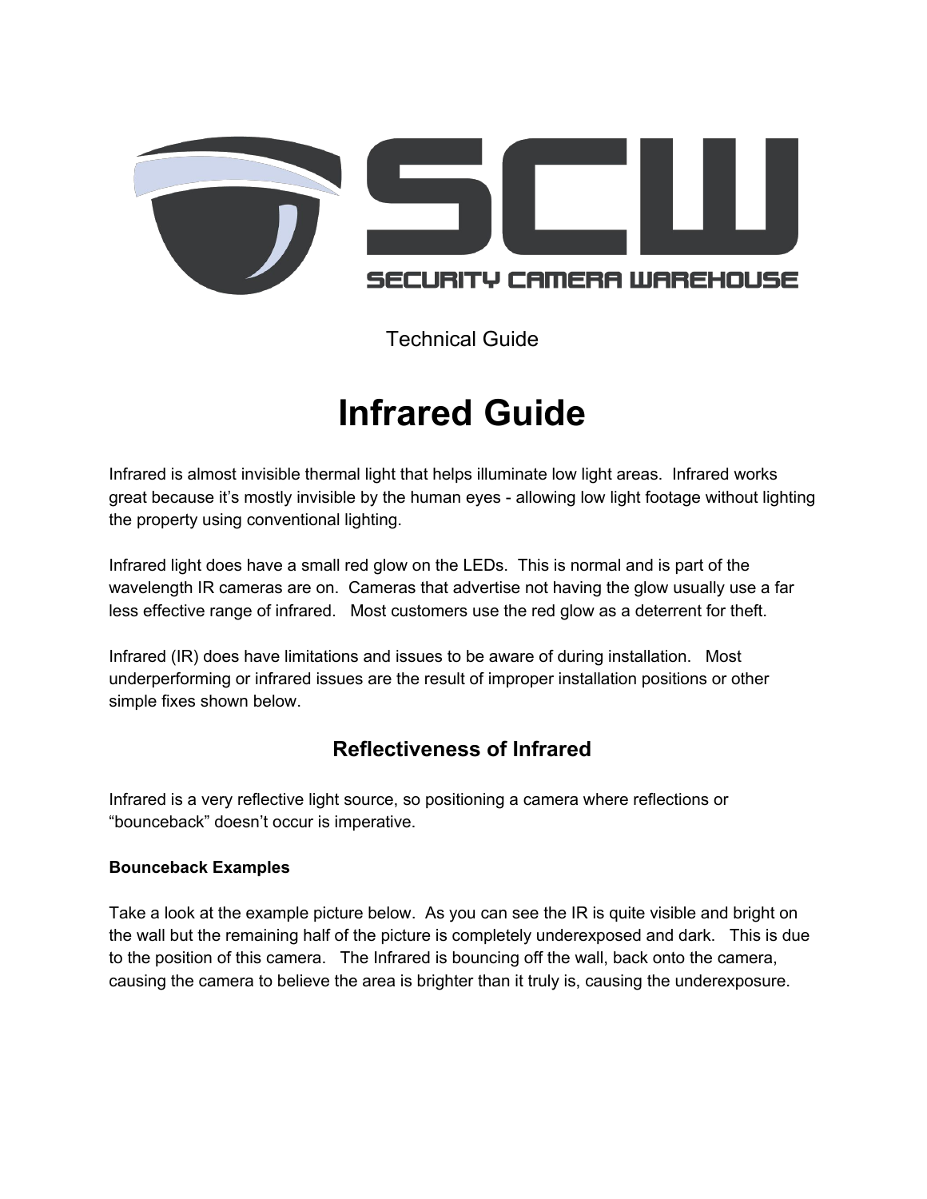SCW

SECURITY CAMERA WAREHOUSE

Technical Guide

# Infrared Guide

Infrared is almost invisible thermal light that helps illuminate low light areas. Infrared works great because it's mostly invisible by the human eyes - allowing low light footage without lighting the property using conventional lighting.

Infrared light does have a small red glow on the LEDs. This is normal and is part of the wavelength IR cameras are on. Cameras that advertise not having the glow usually use a far less effective range of infrared. Most customers use the red glow as a deterrent for theft.

Infrared (IR) does have limitations and issues to be aware of during installation. Most underperforming or infrared issues are the result of improper installation positions or other simple fixes shown below.

## Reflectiveness of Infrared

Infrared is a very reflective light source, so positioning a camera where reflections or "bounceback" doesn't occur is imperative.

**Bounceback Examples**

Take a look at the example picture below. As you can see the IR is quite visible and bright on the wall but the remaining half of the picture is completely underexposed and dark. This is due to the position of this camera. The Infrared is bouncing off the wall, back onto the camera, causing the camera to believe the area is brighter than it truly is, causing the underexposure.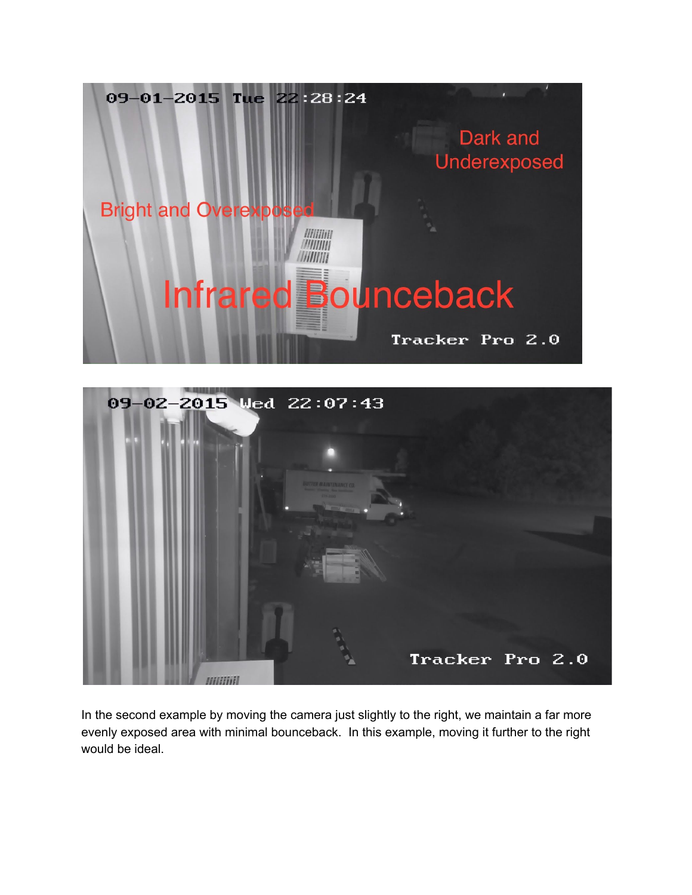In the second example by moving the camera just slightly to the right, we maintain a far more evenly exposed area with minimal bounceback. In this example, moving it further to the right would be ideal.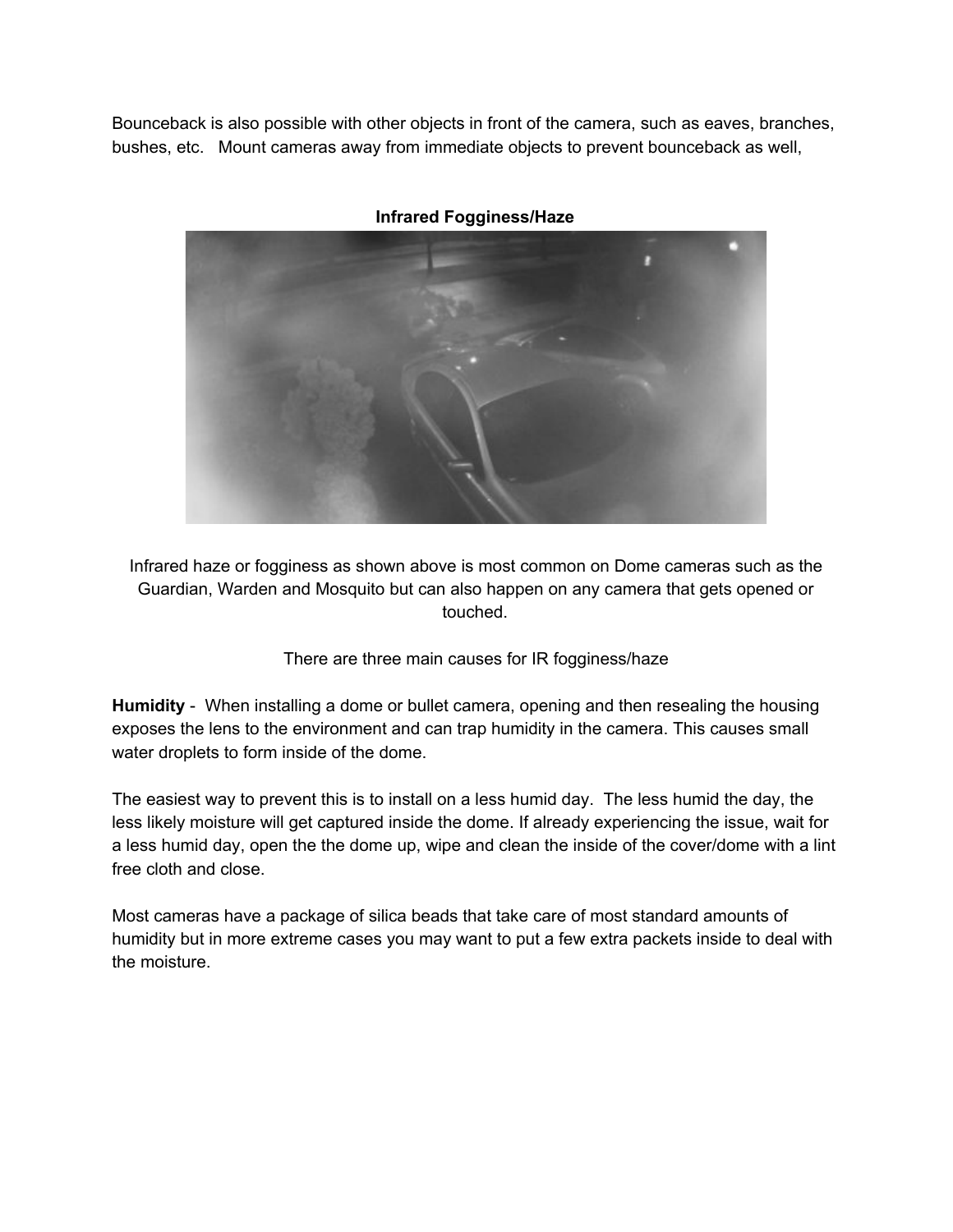Bounceback is also possible with other objects in front of the camera, such as eaves, branches, bushes, etc.   Mount cameras away from immediate objects to prevent bounceback as well,

**Infrared Fogginess/Haze**

Infrared haze or fogginess as shown above is most common on Dome cameras such as the Guardian, Warden and Mosquito but can also happen on any camera that gets opened or touched.

There are three main causes for IR fogginess/haze

**Humidity** -  When installing a dome or bullet camera, opening and then resealing the housing exposes the lens to the environment and can trap humidity in the camera. This causes small water droplets to form inside of the dome.

The easiest way to prevent this is to install on a less humid day.  The less humid the day, the less likely moisture will get captured inside the dome. If already experiencing the issue, wait for a less humid day, open the the dome up, wipe and clean the inside of the cover/dome with a lint free cloth and close.

Most cameras have a package of silica beads that take care of most standard amounts of humidity but in more extreme cases you may want to put a few extra packets inside to deal with the moisture.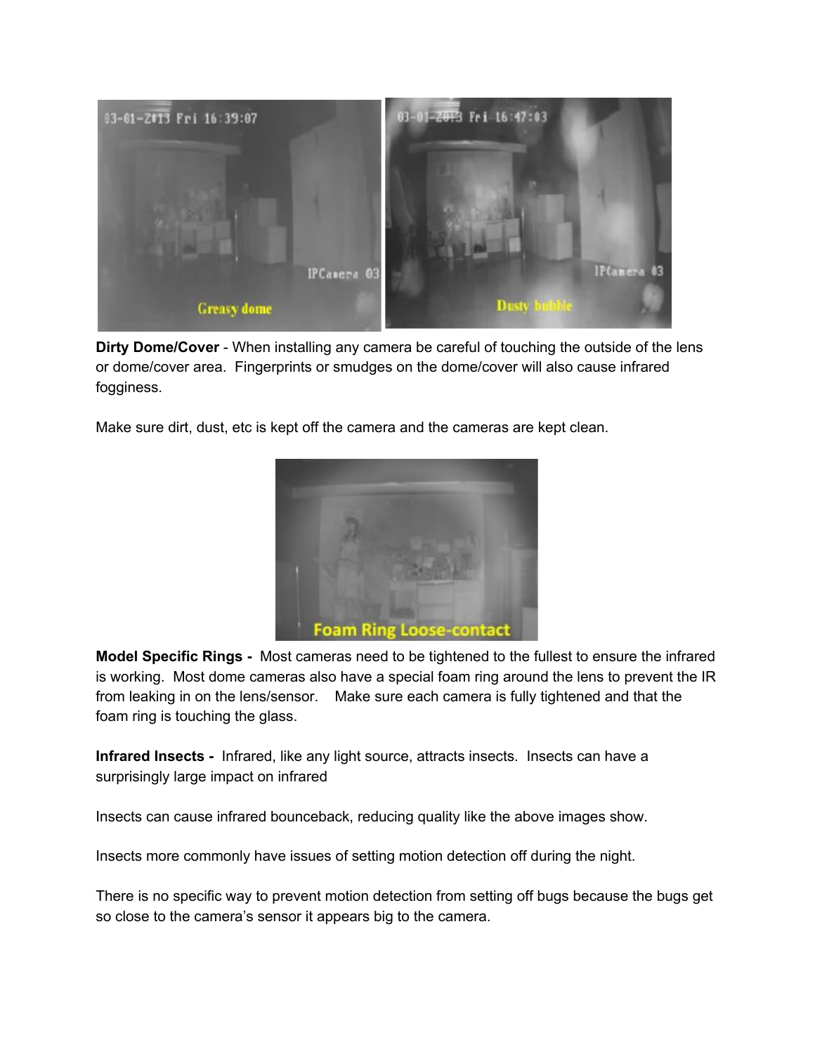**Dirty Dome/Cover** - When installing any camera be careful of touching the outside of the lens or dome/cover area. Fingerprints or smudges on the dome/cover will also cause infrared fogginess.

Make sure dirt, dust, etc is kept off the camera and the cameras are kept clean.

**Model Specific Rings -** Most cameras need to be tightened to the fullest to ensure the infrared is working. Most dome cameras also have a special foam ring around the lens to prevent the IR from leaking in on the lens/sensor. Make sure each camera is fully tightened and that the foam ring is touching the glass.

**Infrared Insects -** Infrared, like any light source, attracts insects. Insects can have a surprisingly large impact on infrared

Insects can cause infrared bounceback, reducing quality like the above images show.

Insects more commonly have issues of setting motion detection off during the night.

There is no specific way to prevent motion detection from setting off bugs because the bugs get so close to the camera's sensor it appears big to the camera.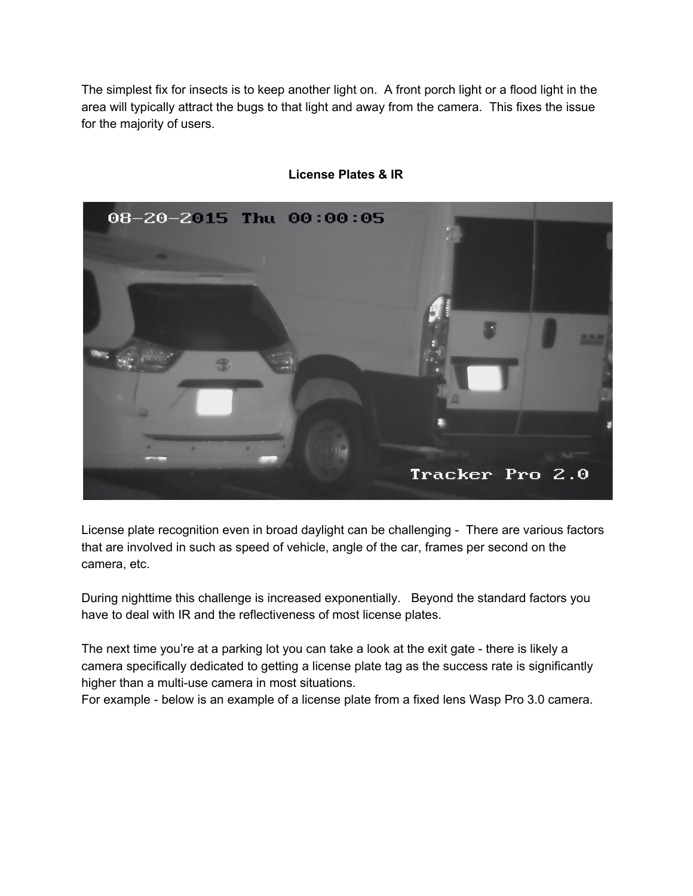The simplest fix for insects is to keep another light on. A front porch light or a flood light in the area will typically attract the bugs to that light and away from the camera. This fixes the issue for the majority of users.

**License Plates & IR**

License plate recognition even in broad daylight can be challenging - There are various factors that are involved in such as speed of vehicle, angle of the car, frames per second on the camera, etc.

During nighttime this challenge is increased exponentially. Beyond the standard factors you have to deal with IR and the reflectiveness of most license plates.

The next time you're at a parking lot you can take a look at the exit gate - there is likely a camera specifically dedicated to getting a license plate tag as the success rate is significantly higher than a multi-use camera in most situations.
For example - below is an example of a license plate from a fixed lens Wasp Pro 3.0 camera.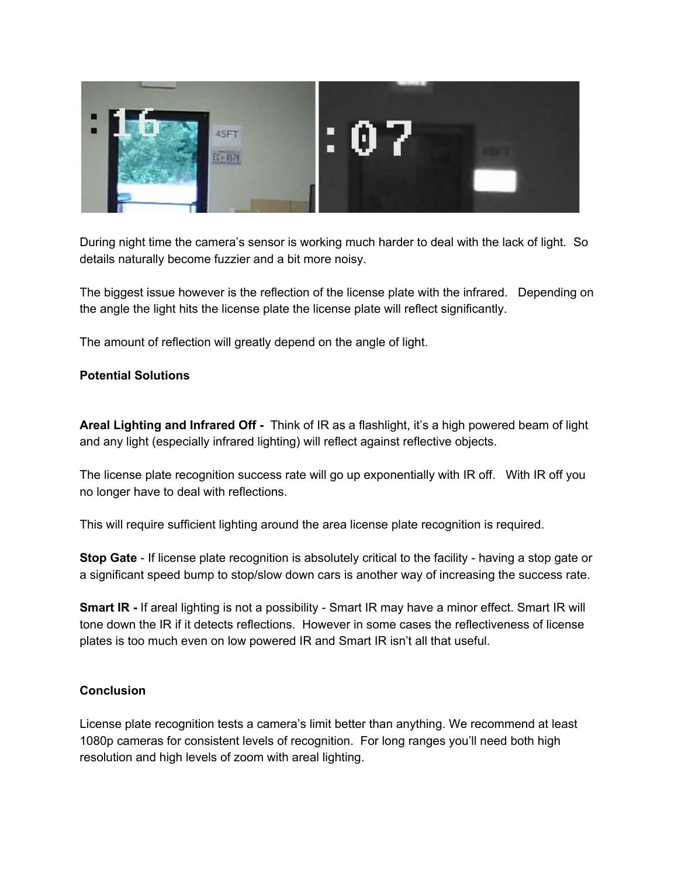During night time the camera's sensor is working much harder to deal with the lack of light. So details naturally become fuzzier and a bit more noisy.

The biggest issue however is the reflection of the license plate with the infrared. Depending on the angle the light hits the license plate the license plate will reflect significantly.

The amount of reflection will greatly depend on the angle of light.

**Potential Solutions**

**Areal Lighting and Infrared Off -** Think of IR as a flashlight, it's a high powered beam of light and any light (especially infrared lighting) will reflect against reflective objects.

The license plate recognition success rate will go up exponentially with IR off. With IR off you no longer have to deal with reflections.

This will require sufficient lighting around the area license plate recognition is required.

**Stop Gate** - If license plate recognition is absolutely critical to the facility - having a stop gate or a significant speed bump to stop/slow down cars is another way of increasing the success rate.

**Smart IR -** If areal lighting is not a possibility - Smart IR may have a minor effect. Smart IR will tone down the IR if it detects reflections. However in some cases the reflectiveness of license plates is too much even on low powered IR and Smart IR isn't all that useful.

**Conclusion**

License plate recognition tests a camera's limit better than anything. We recommend at least 1080p cameras for consistent levels of recognition. For long ranges you'll need both high resolution and high levels of zoom with areal lighting.